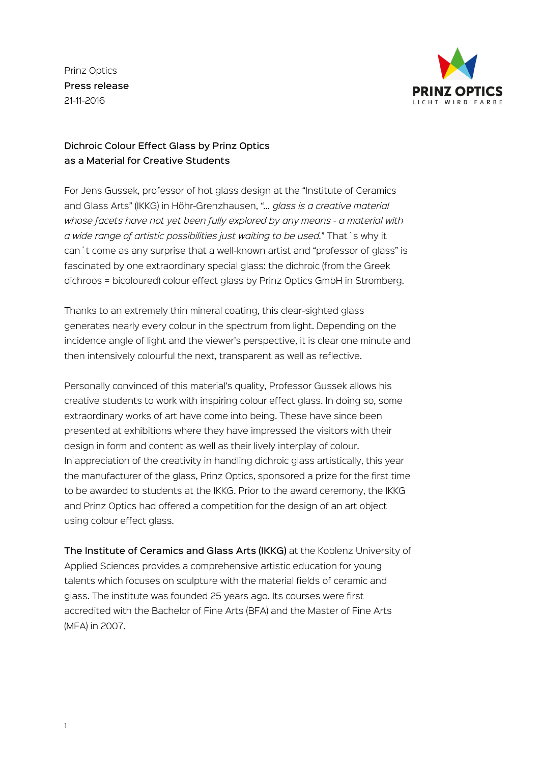Prinz Optics
**Press release**
21-11-2016

PRINZ OPTICS
LICHT WIRD FARBE

## Dichroic Colour Effect Glass by Prinz Optics as a Material for Creative Students

For Jens Gussek, professor of hot glass design at the "Institute of Ceramics and Glass Arts" (IKKG) in Höhr-Grenzhausen, "*... glass is a creative material whose facets have not yet been fully explored by any means - a material with a wide range of artistic possibilities just waiting to be used.*" That´s why it can´t come as any surprise that a well-known artist and "professor of glass" is fascinated by one extraordinary special glass: the dichroic (from the Greek dichroos = bicoloured) colour effect glass by Prinz Optics GmbH in Stromberg.

Thanks to an extremely thin mineral coating, this clear-sighted glass generates nearly every colour in the spectrum from light. Depending on the incidence angle of light and the viewer's perspective, it is clear one minute and then intensively colourful the next, transparent as well as reflective.

Personally convinced of this material's quality, Professor Gussek allows his creative students to work with inspiring colour effect glass. In doing so, some extraordinary works of art have come into being. These have since been presented at exhibitions where they have impressed the visitors with their design in form and content as well as their lively interplay of colour.
In appreciation of the creativity in handling dichroic glass artistically, this year the manufacturer of the glass, Prinz Optics, sponsored a prize for the first time to be awarded to students at the IKKG. Prior to the award ceremony, the IKKG and Prinz Optics had offered a competition for the design of an art object using colour effect glass.

**The Institute of Ceramics and Glass Arts (IKKG)** at the Koblenz University of Applied Sciences provides a comprehensive artistic education for young talents which focuses on sculpture with the material fields of ceramic and glass. The institute was founded 25 years ago. Its courses were first accredited with the Bachelor of Fine Arts (BFA) and the Master of Fine Arts (MFA) in 2007.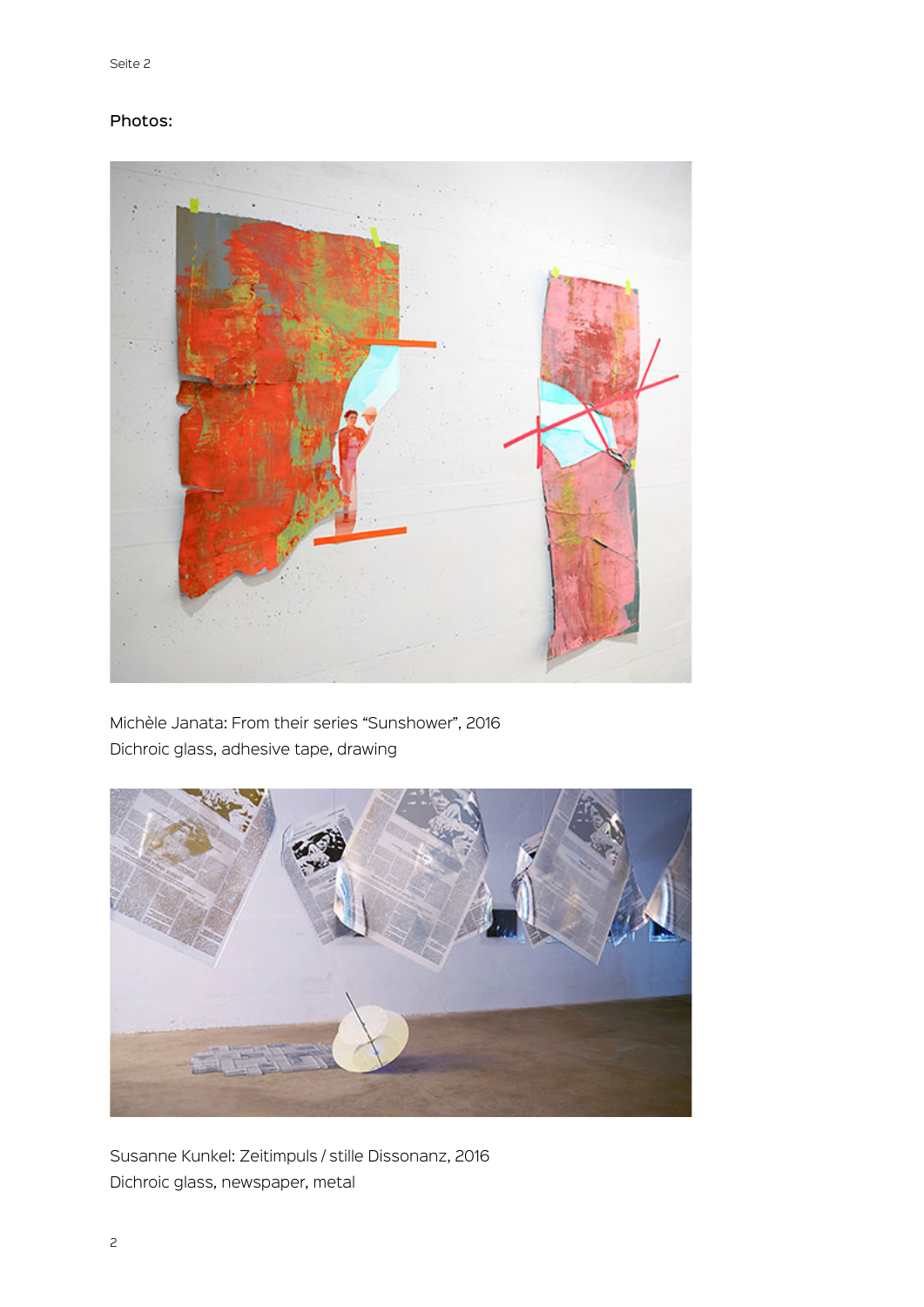**Photos:**

Michèle Janata: From their series “Sunshower”, 2016
Dichroic glass, adhesive tape, drawing

Susanne Kunkel: Zeitimpuls / stille Dissonanz, 2016
Dichroic glass, newspaper, metal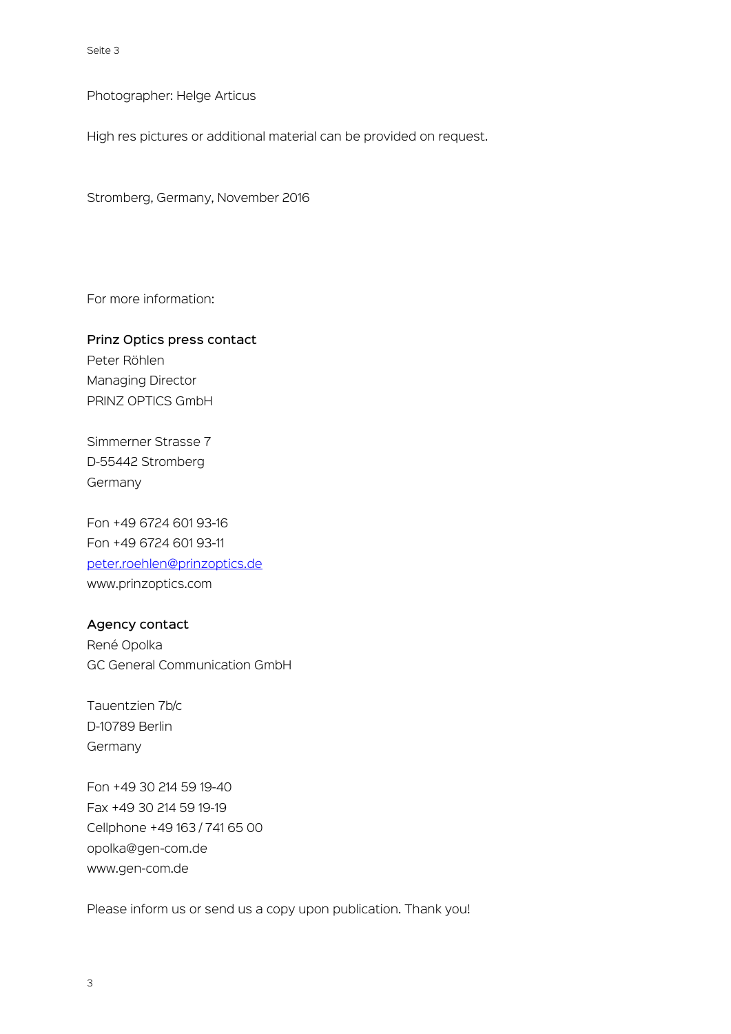Photographer: Helge Articus

High res pictures or additional material can be provided on request.

Stromberg, Germany, November 2016

For more information:

**Prinz Optics press contact**
Peter Röhlen
Managing Director
PRINZ OPTICS GmbH

Simmerner Strasse 7
D-55442 Stromberg
Germany

Fon +49 6724 601 93-16
Fon +49 6724 601 93-11
peter.roehlen@prinzoptics.de
www.prinzoptics.com

**Agency contact**
René Opolka
GC General Communication GmbH

Tauentzien 7b/c
D-10789 Berlin
Germany

Fon +49 30 214 59 19-40
Fax +49 30 214 59 19-19
Cellphone +49 163 / 741 65 00
opolka@gen-com.de
www.gen-com.de

Please inform us or send us a copy upon publication. Thank you!